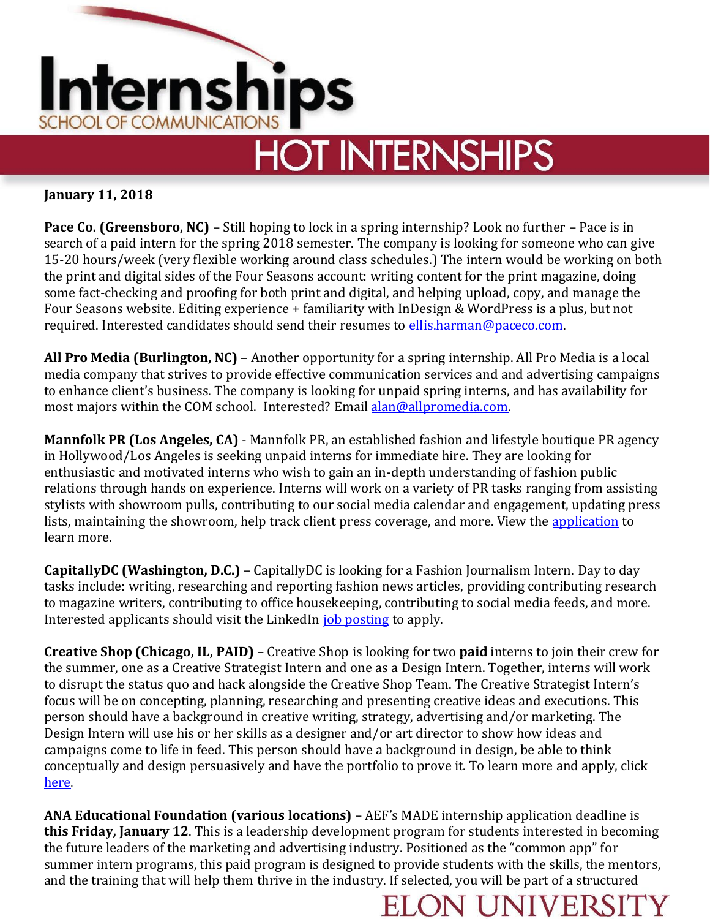# Internships

SCHOOL OF COMMUNICATIONS

## HOT INTERNSHIPS

**January 11, 2018**

**Pace Co. (Greensboro, NC)** – Still hoping to lock in a spring internship? Look no further – Pace is in search of a paid intern for the spring 2018 semester. The company is looking for someone who can give 15-20 hours/week (very flexible working around class schedules.) The intern would be working on both the print and digital sides of the Four Seasons account: writing content for the print magazine, doing some fact-checking and proofing for both print and digital, and helping upload, copy, and manage the Four Seasons website. Editing experience + familiarity with InDesign & WordPress is a plus, but not required. Interested candidates should send their resumes to ellis.harman@paceco.com.

**All Pro Media (Burlington, NC)** – Another opportunity for a spring internship. All Pro Media is a local media company that strives to provide effective communication services and and advertising campaigns to enhance client's business. The company is looking for unpaid spring interns, and has availability for most majors within the COM school. Interested? Email alan@allpromedia.com.

**Mannfolk PR (Los Angeles, CA)** - Mannfolk PR, an established fashion and lifestyle boutique PR agency in Hollywood/Los Angeles is seeking unpaid interns for immediate hire. They are looking for enthusiastic and motivated interns who wish to gain an in-depth understanding of fashion public relations through hands on experience. Interns will work on a variety of PR tasks ranging from assisting stylists with showroom pulls, contributing to our social media calendar and engagement, updating press lists, maintaining the showroom, help track client press coverage, and more. View the application to learn more.

**CapitallyDC (Washington, D.C.)** – CapitallyDC is looking for a Fashion Journalism Intern. Day to day tasks include: writing, researching and reporting fashion news articles, providing contributing research to magazine writers, contributing to office housekeeping, contributing to social media feeds, and more. Interested applicants should visit the LinkedIn job posting to apply.

**Creative Shop (Chicago, IL, PAID)** – Creative Shop is looking for two **paid** interns to join their crew for the summer, one as a Creative Strategist Intern and one as a Design Intern. Together, interns will work to disrupt the status quo and hack alongside the Creative Shop Team. The Creative Strategist Intern's focus will be on concepting, planning, researching and presenting creative ideas and executions. This person should have a background in creative writing, strategy, advertising and/or marketing. The Design Intern will use his or her skills as a designer and/or art director to show how ideas and campaigns come to life in feed. This person should have a background in design, be able to think conceptually and design persuasively and have the portfolio to prove it. To learn more and apply, click here.

**ANA Educational Foundation (various locations)** – AEF's MADE internship application deadline is **this Friday, January 12**. This is a leadership development program for students interested in becoming the future leaders of the marketing and advertising industry. Positioned as the "common app" for summer intern programs, this paid program is designed to provide students with the skills, the mentors, and the training that will help them thrive in the industry. If selected, you will be part of a structured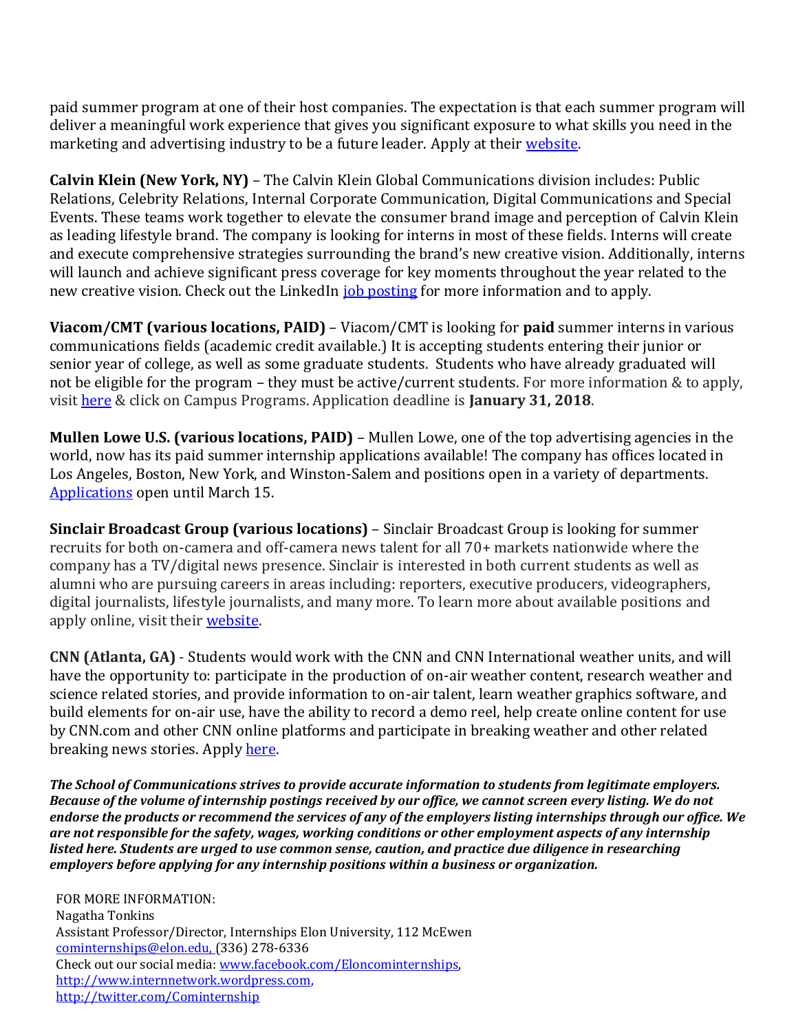paid summer program at one of their host companies. The expectation is that each summer program will deliver a meaningful work experience that gives you significant exposure to what skills you need in the marketing and advertising industry to be a future leader. Apply at their website.

**Calvin Klein (New York, NY)** – The Calvin Klein Global Communications division includes: Public Relations, Celebrity Relations, Internal Corporate Communication, Digital Communications and Special Events. These teams work together to elevate the consumer brand image and perception of Calvin Klein as leading lifestyle brand. The company is looking for interns in most of these fields. Interns will create and execute comprehensive strategies surrounding the brand's new creative vision. Additionally, interns will launch and achieve significant press coverage for key moments throughout the year related to the new creative vision. Check out the LinkedIn job posting for more information and to apply.

**Viacom/CMT (various locations, PAID)** – Viacom/CMT is looking for **paid** summer interns in various communications fields (academic credit available.) It is accepting students entering their junior or senior year of college, as well as some graduate students. Students who have already graduated will not be eligible for the program – they must be active/current students. For more information & to apply, visit here & click on Campus Programs. Application deadline is **January 31, 2018**.

**Mullen Lowe U.S. (various locations, PAID)** – Mullen Lowe, one of the top advertising agencies in the world, now has its paid summer internship applications available! The company has offices located in Los Angeles, Boston, New York, and Winston-Salem and positions open in a variety of departments. Applications open until March 15.

**Sinclair Broadcast Group (various locations)** – Sinclair Broadcast Group is looking for summer recruits for both on-camera and off-camera news talent for all 70+ markets nationwide where the company has a TV/digital news presence. Sinclair is interested in both current students as well as alumni who are pursuing careers in areas including: reporters, executive producers, videographers, digital journalists, lifestyle journalists, and many more. To learn more about available positions and apply online, visit their website.

**CNN (Atlanta, GA)** - Students would work with the CNN and CNN International weather units, and will have the opportunity to: participate in the production of on-air weather content, research weather and science related stories, and provide information to on-air talent, learn weather graphics software, and build elements for on-air use, have the ability to record a demo reel, help create online content for use by CNN.com and other CNN online platforms and participate in breaking weather and other related breaking news stories. Apply here.

***The School of Communications strives to provide accurate information to students from legitimate employers. Because of the volume of internship postings received by our office, we cannot screen every listing. We do not endorse the products or recommend the services of any of the employers listing internships through our office. We are not responsible for the safety, wages, working conditions or other employment aspects of any internship listed here. Students are urged to use common sense, caution, and practice due diligence in researching employers before applying for any internship positions within a business or organization.***

FOR MORE INFORMATION:
Nagatha Tonkins
Assistant Professor/Director, Internships Elon University, 112 McEwen
cominternships@elon.edu, (336) 278-6336
Check out our social media: www.facebook.com/Eloncominternships,
http://www.internnetwork.wordpress.com,
http://twitter.com/Cominternship